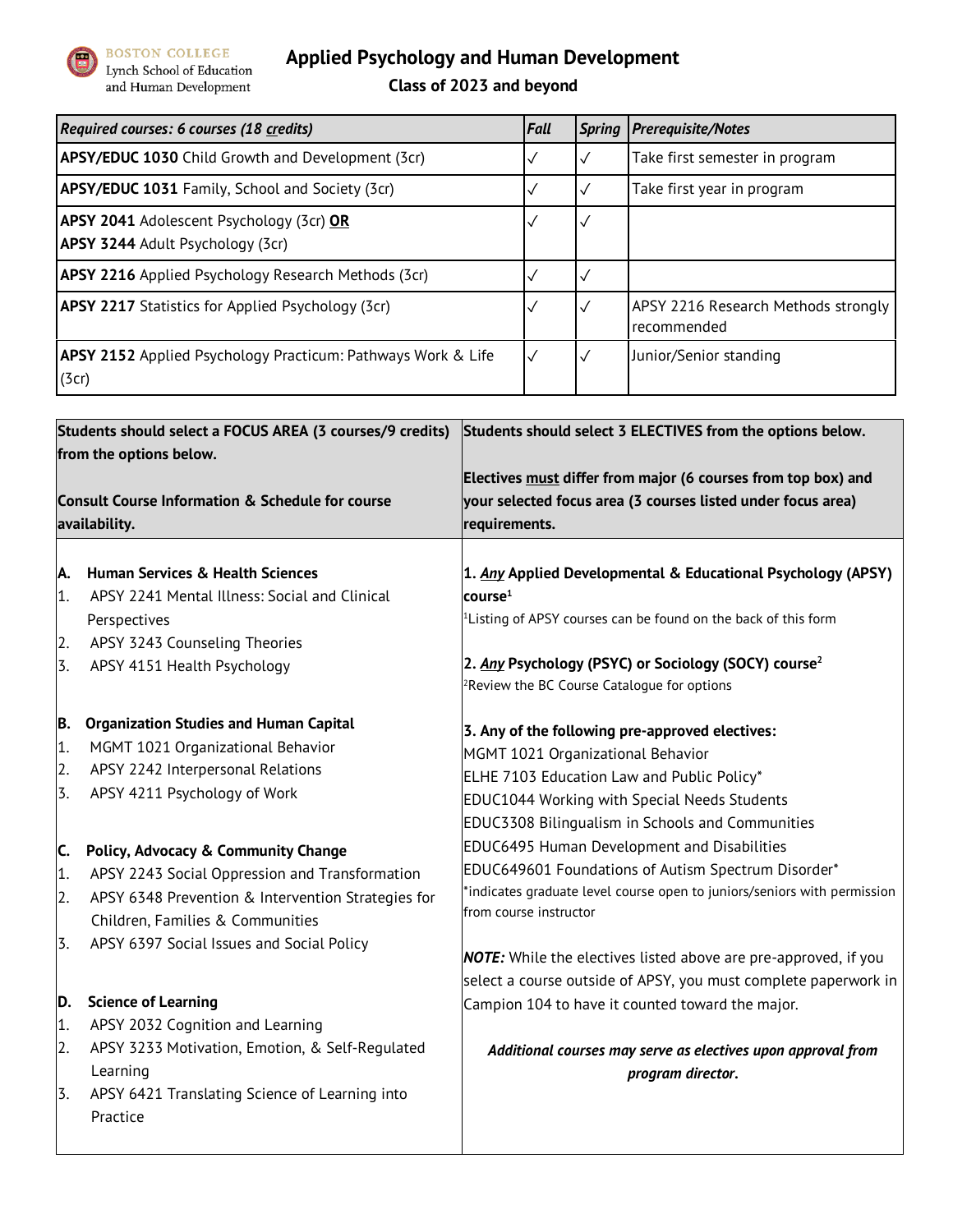BOSTON COLLEGE
Lynch School of Education and Human Development

# Applied Psychology and Human Development

## Class of 2023 and beyond

| *Required courses: 6 courses (18 credits)* | *Fall* | *Spring* | *Prerequisite/Notes* |
|---|---|---|---|
| **APSY/EDUC 1030** Child Growth and Development (3cr) | ✓ | ✓ | Take first semester in program |
| **APSY/EDUC 1031** Family, School and Society (3cr) | ✓ | ✓ | Take first year in program |
| **APSY 2041** Adolescent Psychology (3cr) **OR** **APSY 3244** Adult Psychology (3cr) | ✓ | ✓ | |
| **APSY 2216** Applied Psychology Research Methods (3cr) | ✓ | ✓ | |
| **APSY 2217** Statistics for Applied Psychology (3cr) | ✓ | ✓ | APSY 2216 Research Methods strongly recommended |
| **APSY 2152** Applied Psychology Practicum: Pathways Work & Life (3cr) | ✓ | ✓ | Junior/Senior standing |

**Students should select a FOCUS AREA (3 courses/9 credits) from the options below.**

**Consult Course Information & Schedule for course availability.**

**A. Human Services & Health Sciences**
1. APSY 2241 Mental Illness: Social and Clinical Perspectives
2. APSY 3243 Counseling Theories
3. APSY 4151 Health Psychology

**B. Organization Studies and Human Capital**
1. MGMT 1021 Organizational Behavior
2. APSY 2242 Interpersonal Relations
3. APSY 4211 Psychology of Work

**C. Policy, Advocacy & Community Change**
1. APSY 2243 Social Oppression and Transformation
2. APSY 6348 Prevention & Intervention Strategies for Children, Families & Communities
3. APSY 6397 Social Issues and Social Policy

**D. Science of Learning**
1. APSY 2032 Cognition and Learning
2. APSY 3233 Motivation, Emotion, & Self-Regulated Learning
3. APSY 6421 Translating Science of Learning into Practice

**Students should select 3 ELECTIVES from the options below.**

**Electives must differ from major (6 courses from top box) and your selected focus area (3 courses listed under focus area) requirements.**

**1. *Any* Applied Developmental & Educational Psychology (APSY) course[1]**

[1]Listing of APSY courses can be found on the back of this form

**2. *Any* Psychology (PSYC) or Sociology (SOCY) course[2]**

[2]Review the BC Course Catalogue for options

**3. Any of the following pre-approved electives:**

MGMT 1021 Organizational Behavior
ELHE 7103 Education Law and Public Policy*
EDUC1044 Working with Special Needs Students
EDUC3308 Bilingualism in Schools and Communities
EDUC6495 Human Development and Disabilities
EDUC649601 Foundations of Autism Spectrum Disorder*

*indicates graduate level course open to juniors/seniors with permission from course instructor

***NOTE:*** While the electives listed above are pre-approved, if you select a course outside of APSY, you must complete paperwork in Campion 104 to have it counted toward the major.

***Additional courses may serve as electives upon approval from program director.***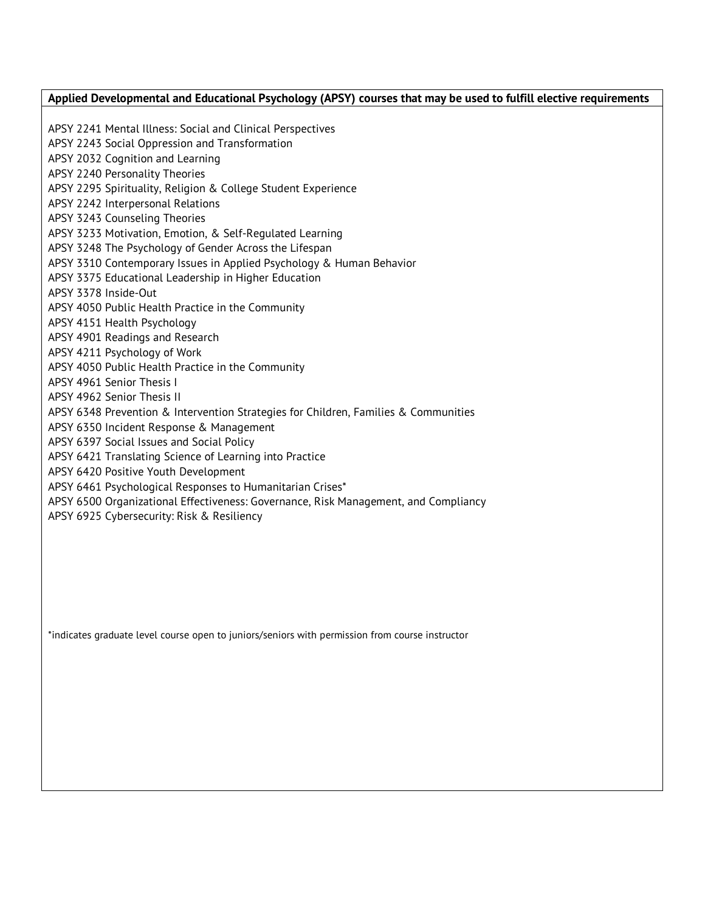**Applied Developmental and Educational Psychology (APSY) courses that may be used to fulfill elective requirements**

APSY 2241 Mental Illness: Social and Clinical Perspectives
APSY 2243 Social Oppression and Transformation
APSY 2032 Cognition and Learning
APSY 2240 Personality Theories
APSY 2295 Spirituality, Religion & College Student Experience
APSY 2242 Interpersonal Relations
APSY 3243 Counseling Theories
APSY 3233 Motivation, Emotion, & Self-Regulated Learning
APSY 3248 The Psychology of Gender Across the Lifespan
APSY 3310 Contemporary Issues in Applied Psychology & Human Behavior
APSY 3375 Educational Leadership in Higher Education
APSY 3378 Inside-Out
APSY 4050 Public Health Practice in the Community
APSY 4151 Health Psychology
APSY 4901 Readings and Research
APSY 4211 Psychology of Work
APSY 4050 Public Health Practice in the Community
APSY 4961 Senior Thesis I
APSY 4962 Senior Thesis II
APSY 6348 Prevention & Intervention Strategies for Children, Families & Communities
APSY 6350 Incident Response & Management
APSY 6397 Social Issues and Social Policy
APSY 6421 Translating Science of Learning into Practice
APSY 6420 Positive Youth Development
APSY 6461 Psychological Responses to Humanitarian Crises*
APSY 6500 Organizational Effectiveness: Governance, Risk Management, and Compliancy
APSY 6925 Cybersecurity: Risk & Resiliency

*indicates graduate level course open to juniors/seniors with permission from course instructor